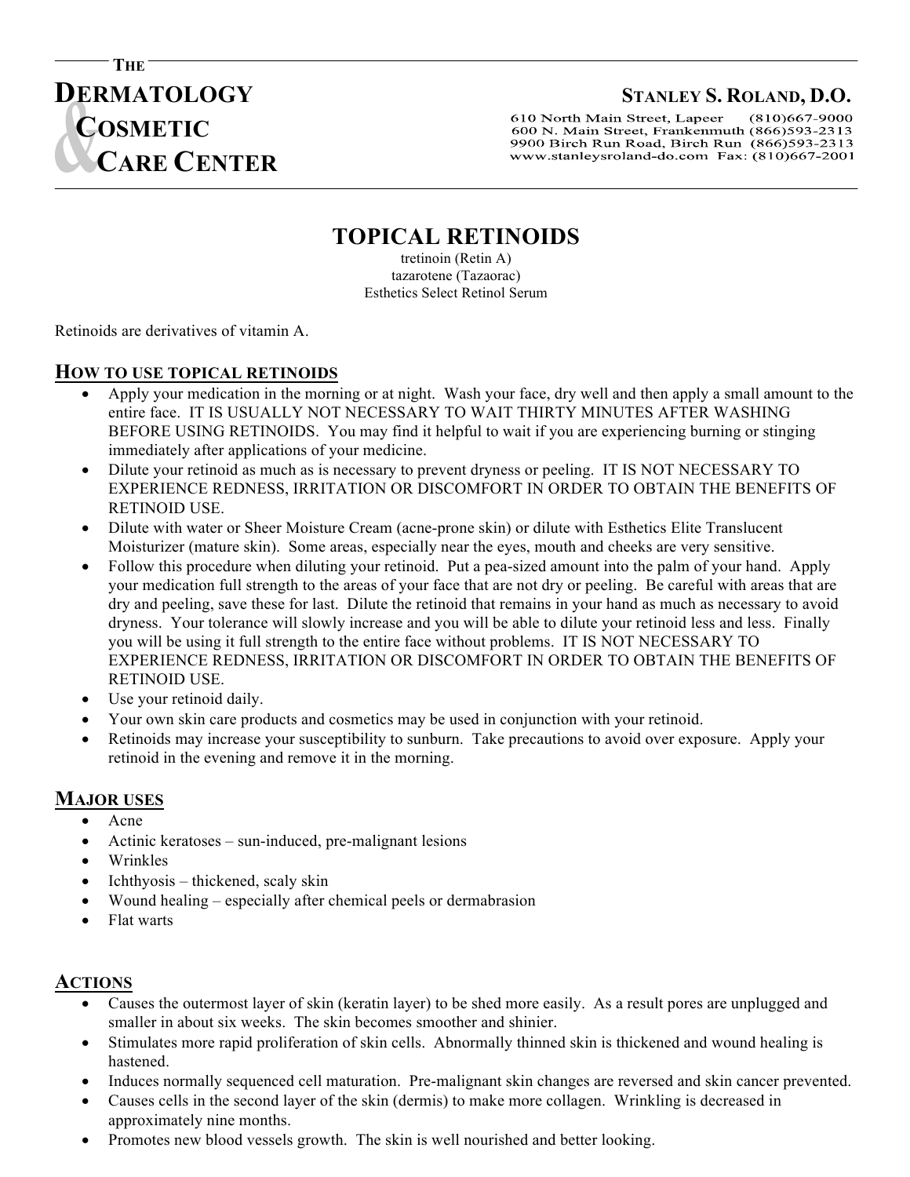THE

# DERMATOLOGY & COSMETIC CARE CENTER

**STANLEY S. ROLAND, D.O.**

610 North Main Street, Lapeer (810)667-9000
600 N. Main Street, Frankenmuth (866)593-2313
9900 Birch Run Road, Birch Run (866)593-2313
www.stanleysroland-do.com Fax: (810)667-2001

# TOPICAL RETINOIDS

tretinoin (Retin A)
tazarotene (Tazaorac)
Esthetics Select Retinol Serum

Retinoids are derivatives of vitamin A.

## HOW TO USE TOPICAL RETINOIDS

- Apply your medication in the morning or at night. Wash your face, dry well and then apply a small amount to the entire face. IT IS USUALLY NOT NECESSARY TO WAIT THIRTY MINUTES AFTER WASHING BEFORE USING RETINOIDS. You may find it helpful to wait if you are experiencing burning or stinging immediately after applications of your medicine.
- Dilute your retinoid as much as is necessary to prevent dryness or peeling. IT IS NOT NECESSARY TO EXPERIENCE REDNESS, IRRITATION OR DISCOMFORT IN ORDER TO OBTAIN THE BENEFITS OF RETINOID USE.
- Dilute with water or Sheer Moisture Cream (acne-prone skin) or dilute with Esthetics Elite Translucent Moisturizer (mature skin). Some areas, especially near the eyes, mouth and cheeks are very sensitive.
- Follow this procedure when diluting your retinoid. Put a pea-sized amount into the palm of your hand. Apply your medication full strength to the areas of your face that are not dry or peeling. Be careful with areas that are dry and peeling, save these for last. Dilute the retinoid that remains in your hand as much as necessary to avoid dryness. Your tolerance will slowly increase and you will be able to dilute your retinoid less and less. Finally you will be using it full strength to the entire face without problems. IT IS NOT NECESSARY TO EXPERIENCE REDNESS, IRRITATION OR DISCOMFORT IN ORDER TO OBTAIN THE BENEFITS OF RETINOID USE.
- Use your retinoid daily.
- Your own skin care products and cosmetics may be used in conjunction with your retinoid.
- Retinoids may increase your susceptibility to sunburn. Take precautions to avoid over exposure. Apply your retinoid in the evening and remove it in the morning.

## MAJOR USES

- Acne
- Actinic keratoses – sun-induced, pre-malignant lesions
- Wrinkles
- Ichthyosis – thickened, scaly skin
- Wound healing – especially after chemical peels or dermabrasion
- Flat warts

## ACTIONS

- Causes the outermost layer of skin (keratin layer) to be shed more easily. As a result pores are unplugged and smaller in about six weeks. The skin becomes smoother and shinier.
- Stimulates more rapid proliferation of skin cells. Abnormally thinned skin is thickened and wound healing is hastened.
- Induces normally sequenced cell maturation. Pre-malignant skin changes are reversed and skin cancer prevented.
- Causes cells in the second layer of the skin (dermis) to make more collagen. Wrinkling is decreased in approximately nine months.
- Promotes new blood vessels growth. The skin is well nourished and better looking.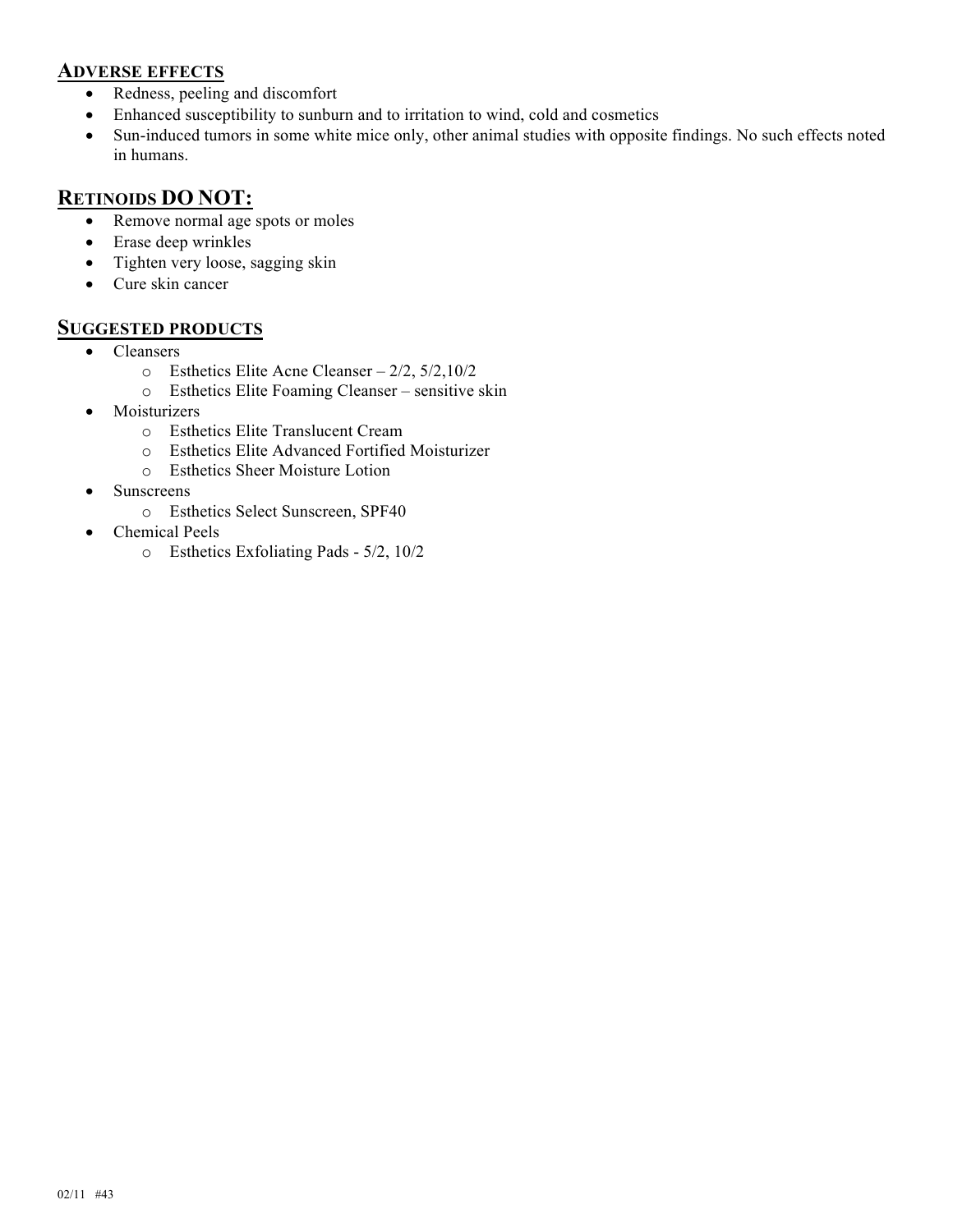## ADVERSE EFFECTS

- Redness, peeling and discomfort
- Enhanced susceptibility to sunburn and to irritation to wind, cold and cosmetics
- Sun-induced tumors in some white mice only, other animal studies with opposite findings. No such effects noted in humans.

## RETINOIDS DO NOT:

- Remove normal age spots or moles
- Erase deep wrinkles
- Tighten very loose, sagging skin
- Cure skin cancer

## SUGGESTED PRODUCTS

- Cleansers
  - Esthetics Elite Acne Cleanser – 2/2, 5/2,10/2
  - Esthetics Elite Foaming Cleanser – sensitive skin
- Moisturizers
  - Esthetics Elite Translucent Cream
  - Esthetics Elite Advanced Fortified Moisturizer
  - Esthetics Sheer Moisture Lotion
- Sunscreens
  - Esthetics Select Sunscreen, SPF40
- Chemical Peels
  - Esthetics Exfoliating Pads - 5/2, 10/2

02/11 #43